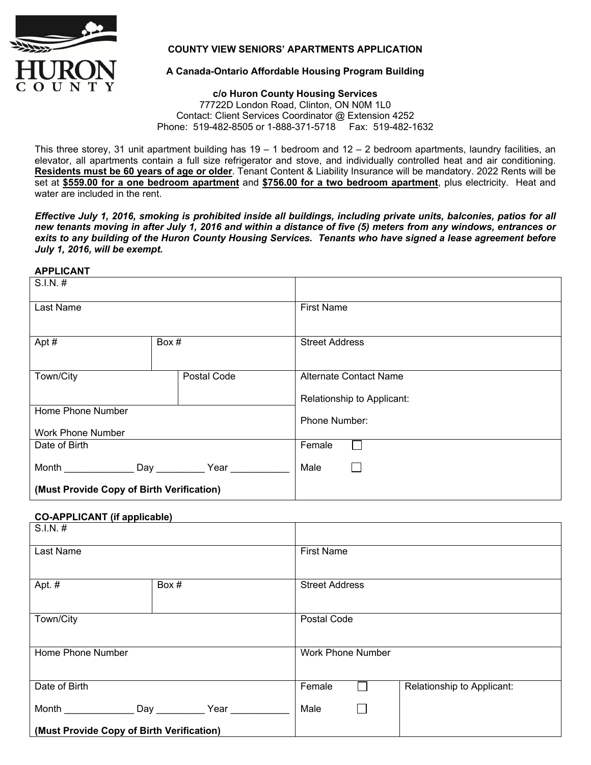# COUNTY VIEW SENIORS' APARTMENTS APPLICATION

**A Canada-Ontario Affordable Housing Program Building**

**c/o Huron County Housing Services**
77722D London Road, Clinton, ON N0M 1L0
Contact: Client Services Coordinator @ Extension 4252
Phone: 519-482-8505 or 1-888-371-5718 Fax: 519-482-1632

This three storey, 31 unit apartment building has 19 – 1 bedroom and 12 – 2 bedroom apartments, laundry facilities, an elevator, all apartments contain a full size refrigerator and stove, and individually controlled heat and air conditioning. **Residents must be 60 years of age or older**. Tenant Content & Liability Insurance will be mandatory. 2022 Rents will be set at **$559.00 for a one bedroom apartment** and **$756.00 for a two bedroom apartment**, plus electricity. Heat and water are included in the rent.

***Effective July 1, 2016, smoking is prohibited inside all buildings, including private units, balconies, patios for all new tenants moving in after July 1, 2016 and within a distance of five (5) meters from any windows, entrances or exits to any building of the Huron County Housing Services. Tenants who have signed a lease agreement before July 1, 2016, will be exempt.***

## APPLICANT

| | |
|---|---|
| S.I.N. # | |
| Last Name | First Name |
| Apt # / Box # | Street Address |
| Town/City / Postal Code | Alternate Contact Name<br>Relationship to Applicant:<br>Phone Number: |
| Home Phone Number<br>Work Phone Number | |
| Date of Birth<br>Month _____________ Day _________ Year ___________<br>**(Must Provide Copy of Birth Verification)** | Female ☐<br>Male ☐ |

## CO-APPLICANT (if applicable)

| | | |
|---|---|---|
| S.I.N. # | | |
| Last Name | First Name | |
| Apt. # / Box # | Street Address | |
| Town/City | Postal Code | |
| Home Phone Number | Work Phone Number | |
| Date of Birth<br>Month _____________ Day _________ Year ___________<br>**(Must Provide Copy of Birth Verification)** | Female ☐<br>Male ☐ | Relationship to Applicant: |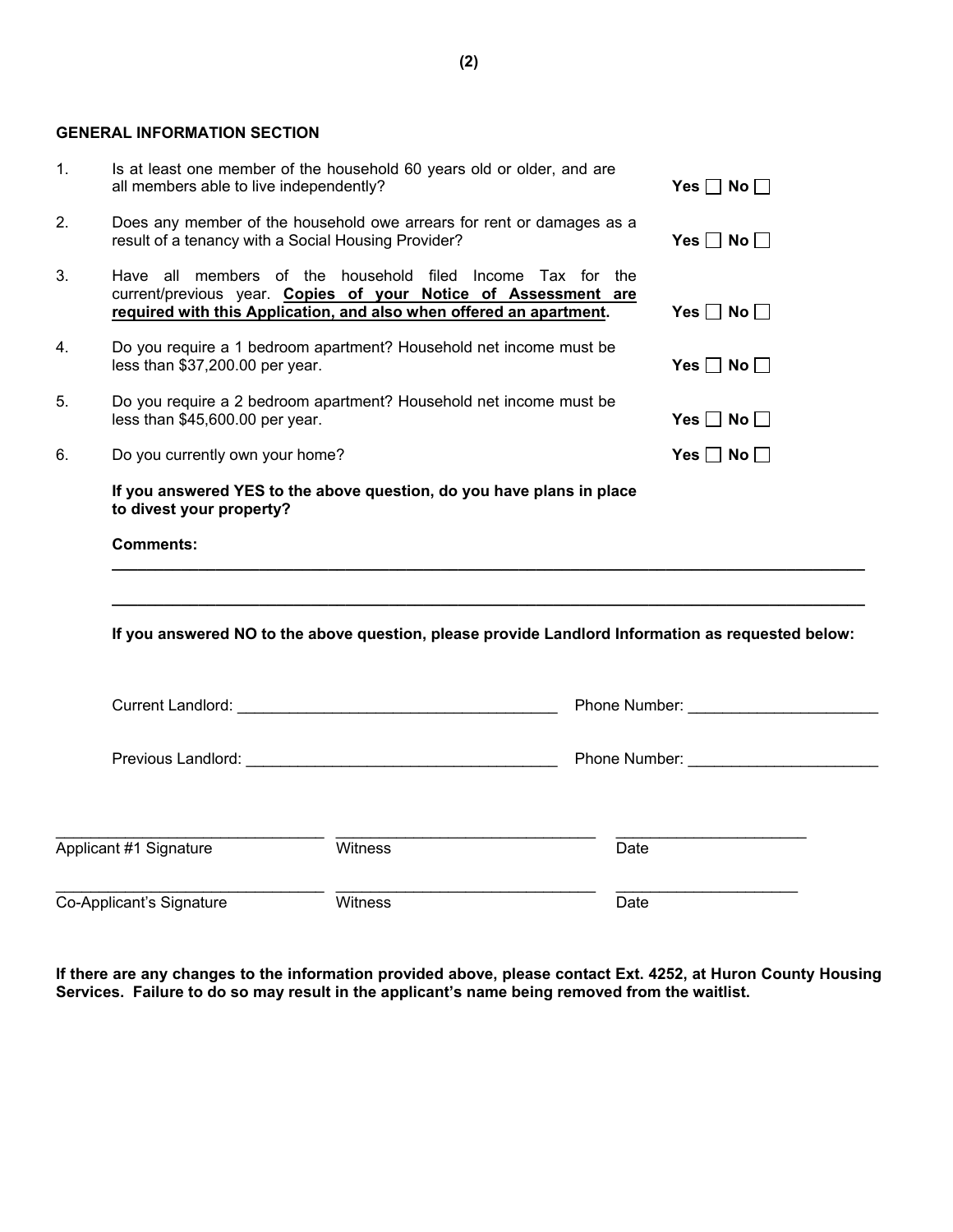## GENERAL INFORMATION SECTION

1. Is at least one member of the household 60 years old or older, and are all members able to live independently? **Yes** ☐ **No** ☐

2. Does any member of the household owe arrears for rent or damages as a result of a tenancy with a Social Housing Provider? **Yes** ☐ **No** ☐

3. Have all members of the household filed Income Tax for the current/previous year. **Copies of your Notice of Assessment are required with this Application, and also when offered an apartment.** **Yes** ☐ **No** ☐

4. Do you require a 1 bedroom apartment? Household net income must be less than $37,200.00 per year. **Yes** ☐ **No** ☐

5. Do you require a 2 bedroom apartment? Household net income must be less than $45,600.00 per year. **Yes** ☐ **No** ☐

6. Do you currently own your home? **Yes** ☐ **No** ☐

   **If you answered YES to the above question, do you have plans in place to divest your property?**

   **Comments:**

   ______________________________________________________________________

   ______________________________________________________________________

   **If you answered NO to the above question, please provide Landlord Information as requested below:**

   Current Landlord: ____________________________________ Phone Number: _____________________

   Previous Landlord: ___________________________________ Phone Number: _____________________

_____________________________ _____________________________ ____________________
Applicant #1 Signature Witness Date

_____________________________ _____________________________ ____________________
Co-Applicant's Signature Witness Date

**If there are any changes to the information provided above, please contact Ext. 4252, at Huron County Housing Services. Failure to do so may result in the applicant's name being removed from the waitlist.**